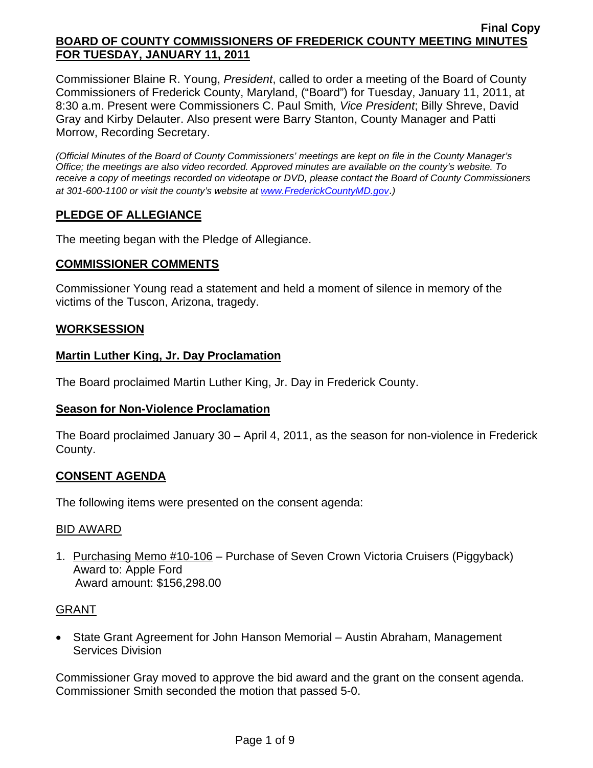**Final Copy**

# BOARD OF COUNTY COMMISSIONERS OF FREDERICK COUNTY MEETING MINUTES FOR TUESDAY, JANUARY 11, 2011

Commissioner Blaine R. Young, *President*, called to order a meeting of the Board of County Commissioners of Frederick County, Maryland, ("Board") for Tuesday, January 11, 2011, at 8:30 a.m. Present were Commissioners C. Paul Smith*, Vice President*; Billy Shreve, David Gray and Kirby Delauter. Also present were Barry Stanton, County Manager and Patti Morrow, Recording Secretary.

*(Official Minutes of the Board of County Commissioners' meetings are kept on file in the County Manager's Office; the meetings are also video recorded. Approved minutes are available on the county's website. To receive a copy of meetings recorded on videotape or DVD, please contact the Board of County Commissioners at 301-600-1100 or visit the county's website at [www.FrederickCountyMD.gov](http://www.FrederickCountyMD.gov).)*

## PLEDGE OF ALLEGIANCE

The meeting began with the Pledge of Allegiance.

## COMMISSIONER COMMENTS

Commissioner Young read a statement and held a moment of silence in memory of the victims of the Tuscon, Arizona, tragedy.

## WORKSESSION

### Martin Luther King, Jr. Day Proclamation

The Board proclaimed Martin Luther King, Jr. Day in Frederick County.

### Season for Non-Violence Proclamation

The Board proclaimed January 30 – April 4, 2011, as the season for non-violence in Frederick County.

## CONSENT AGENDA

The following items were presented on the consent agenda:

BID AWARD

1. Purchasing Memo #10-106 – Purchase of Seven Crown Victoria Cruisers (Piggyback)
   Award to: Apple Ford
   Award amount: $156,298.00

GRANT

- State Grant Agreement for John Hanson Memorial – Austin Abraham, Management Services Division

Commissioner Gray moved to approve the bid award and the grant on the consent agenda. Commissioner Smith seconded the motion that passed 5-0.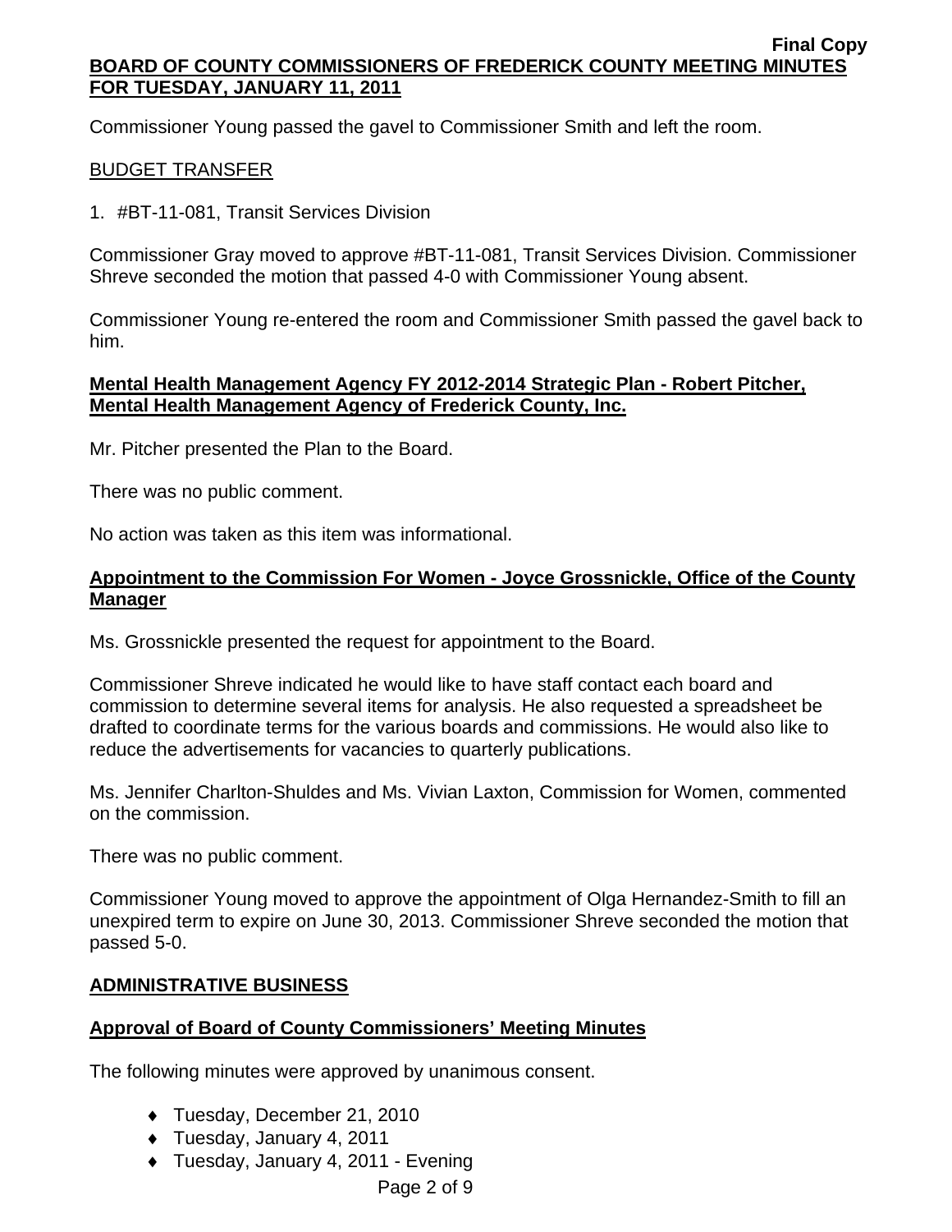Commissioner Young passed the gavel to Commissioner Smith and left the room.

BUDGET TRANSFER

1. #BT-11-081, Transit Services Division

Commissioner Gray moved to approve #BT-11-081, Transit Services Division. Commissioner Shreve seconded the motion that passed 4-0 with Commissioner Young absent.

Commissioner Young re-entered the room and Commissioner Smith passed the gavel back to him.

## Mental Health Management Agency FY 2012-2014 Strategic Plan - Robert Pitcher, Mental Health Management Agency of Frederick County, Inc.

Mr. Pitcher presented the Plan to the Board.

There was no public comment.

No action was taken as this item was informational.

## Appointment to the Commission For Women - Joyce Grossnickle, Office of the County Manager

Ms. Grossnickle presented the request for appointment to the Board.

Commissioner Shreve indicated he would like to have staff contact each board and commission to determine several items for analysis. He also requested a spreadsheet be drafted to coordinate terms for the various boards and commissions. He would also like to reduce the advertisements for vacancies to quarterly publications.

Ms. Jennifer Charlton-Shuldes and Ms. Vivian Laxton, Commission for Women, commented on the commission.

There was no public comment.

Commissioner Young moved to approve the appointment of Olga Hernandez-Smith to fill an unexpired term to expire on June 30, 2013. Commissioner Shreve seconded the motion that passed 5-0.

## ADMINISTRATIVE BUSINESS

## Approval of Board of County Commissioners' Meeting Minutes

The following minutes were approved by unanimous consent.

- Tuesday, December 21, 2010
- Tuesday, January 4, 2011
- Tuesday, January 4, 2011 - Evening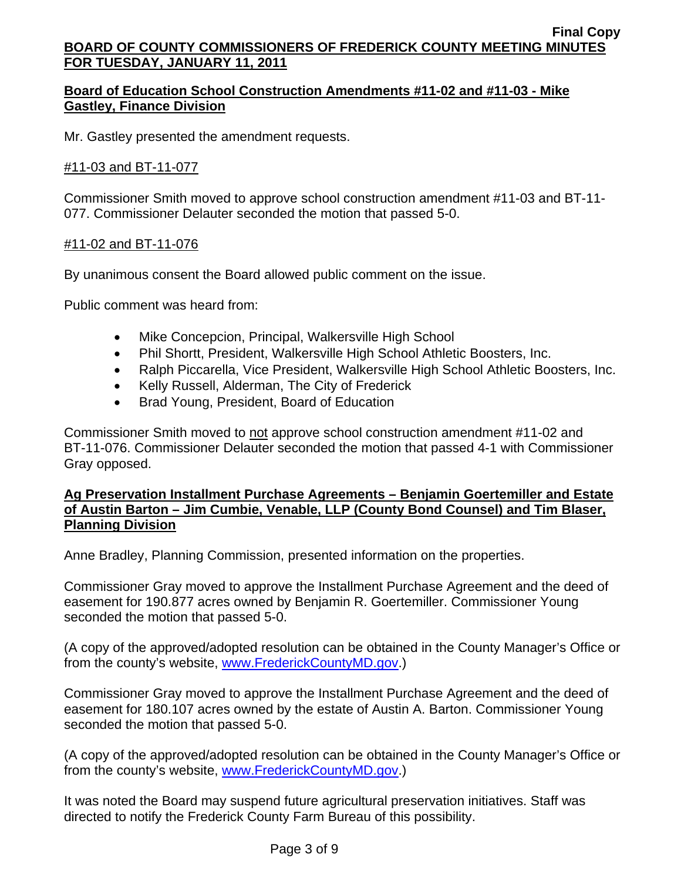## Board of Education School Construction Amendments #11-02 and #11-03 - Mike Gastley, Finance Division

Mr. Gastley presented the amendment requests.

#11-03 and BT-11-077

Commissioner Smith moved to approve school construction amendment #11-03 and BT-11-077. Commissioner Delauter seconded the motion that passed 5-0.

#11-02 and BT-11-076

By unanimous consent the Board allowed public comment on the issue.

Public comment was heard from:

- Mike Concepcion, Principal, Walkersville High School
- Phil Shortt, President, Walkersville High School Athletic Boosters, Inc.
- Ralph Piccarella, Vice President, Walkersville High School Athletic Boosters, Inc.
- Kelly Russell, Alderman, The City of Frederick
- Brad Young, President, Board of Education

Commissioner Smith moved to not approve school construction amendment #11-02 and BT-11-076. Commissioner Delauter seconded the motion that passed 4-1 with Commissioner Gray opposed.

## Ag Preservation Installment Purchase Agreements – Benjamin Goertemiller and Estate of Austin Barton – Jim Cumbie, Venable, LLP (County Bond Counsel) and Tim Blaser, Planning Division

Anne Bradley, Planning Commission, presented information on the properties.

Commissioner Gray moved to approve the Installment Purchase Agreement and the deed of easement for 190.877 acres owned by Benjamin R. Goertemiller. Commissioner Young seconded the motion that passed 5-0.

(A copy of the approved/adopted resolution can be obtained in the County Manager's Office or from the county's website, www.FrederickCountyMD.gov.)

Commissioner Gray moved to approve the Installment Purchase Agreement and the deed of easement for 180.107 acres owned by the estate of Austin A. Barton. Commissioner Young seconded the motion that passed 5-0.

(A copy of the approved/adopted resolution can be obtained in the County Manager's Office or from the county's website, www.FrederickCountyMD.gov.)

It was noted the Board may suspend future agricultural preservation initiatives. Staff was directed to notify the Frederick County Farm Bureau of this possibility.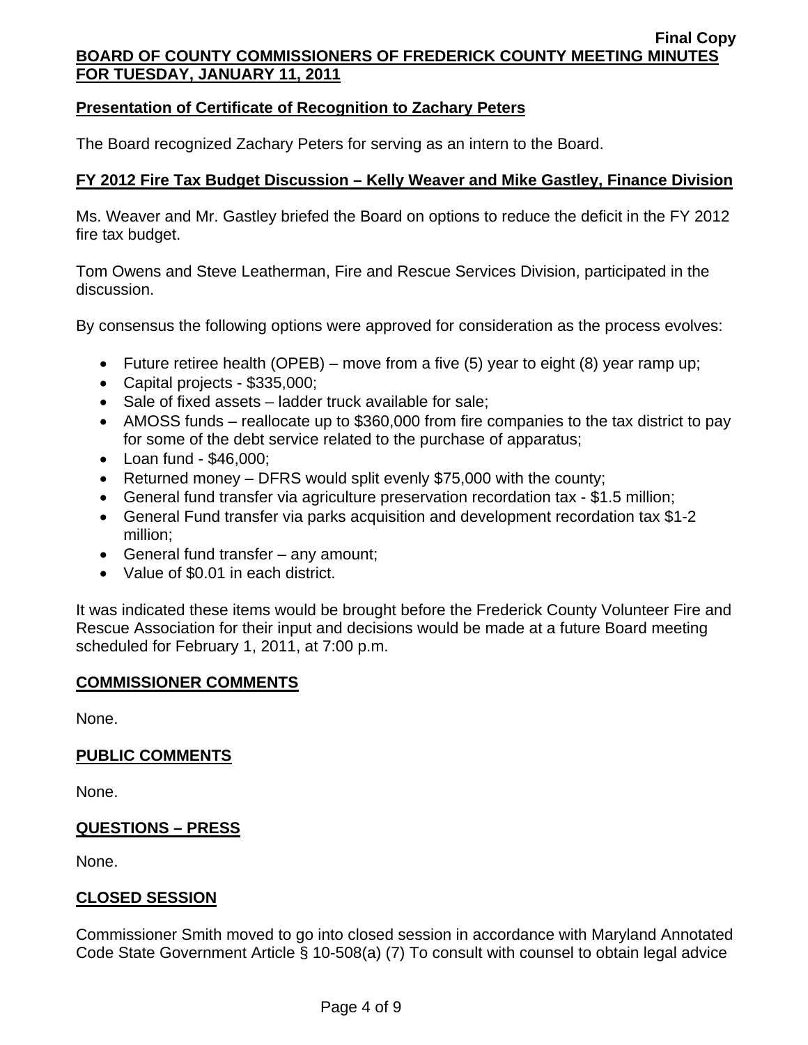**Presentation of Certificate of Recognition to Zachary Peters**

The Board recognized Zachary Peters for serving as an intern to the Board.

**FY 2012 Fire Tax Budget Discussion – Kelly Weaver and Mike Gastley, Finance Division**

Ms. Weaver and Mr. Gastley briefed the Board on options to reduce the deficit in the FY 2012 fire tax budget.

Tom Owens and Steve Leatherman, Fire and Rescue Services Division, participated in the discussion.

By consensus the following options were approved for consideration as the process evolves:

- Future retiree health (OPEB) – move from a five (5) year to eight (8) year ramp up;
- Capital projects - $335,000;
- Sale of fixed assets – ladder truck available for sale;
- AMOSS funds – reallocate up to $360,000 from fire companies to the tax district to pay for some of the debt service related to the purchase of apparatus;
- Loan fund - $46,000;
- Returned money – DFRS would split evenly $75,000 with the county;
- General fund transfer via agriculture preservation recordation tax - $1.5 million;
- General Fund transfer via parks acquisition and development recordation tax $1-2 million;
- General fund transfer – any amount;
- Value of $0.01 in each district.

It was indicated these items would be brought before the Frederick County Volunteer Fire and Rescue Association for their input and decisions would be made at a future Board meeting scheduled for February 1, 2011, at 7:00 p.m.

**COMMISSIONER COMMENTS**

None.

**PUBLIC COMMENTS**

None.

**QUESTIONS – PRESS**

None.

**CLOSED SESSION**

Commissioner Smith moved to go into closed session in accordance with Maryland Annotated Code State Government Article § 10-508(a) (7) To consult with counsel to obtain legal advice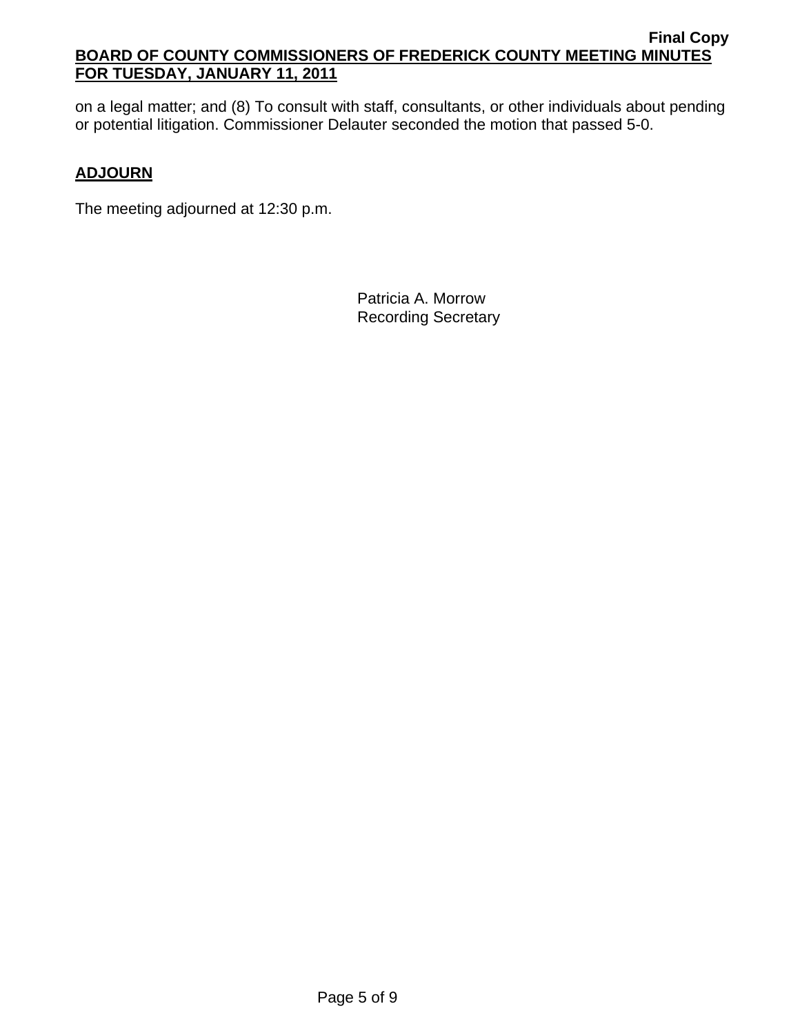on a legal matter; and (8) To consult with staff, consultants, or other individuals about pending or potential litigation. Commissioner Delauter seconded the motion that passed 5-0.

## ADJOURN

The meeting adjourned at 12:30 p.m.

Patricia A. Morrow
Recording Secretary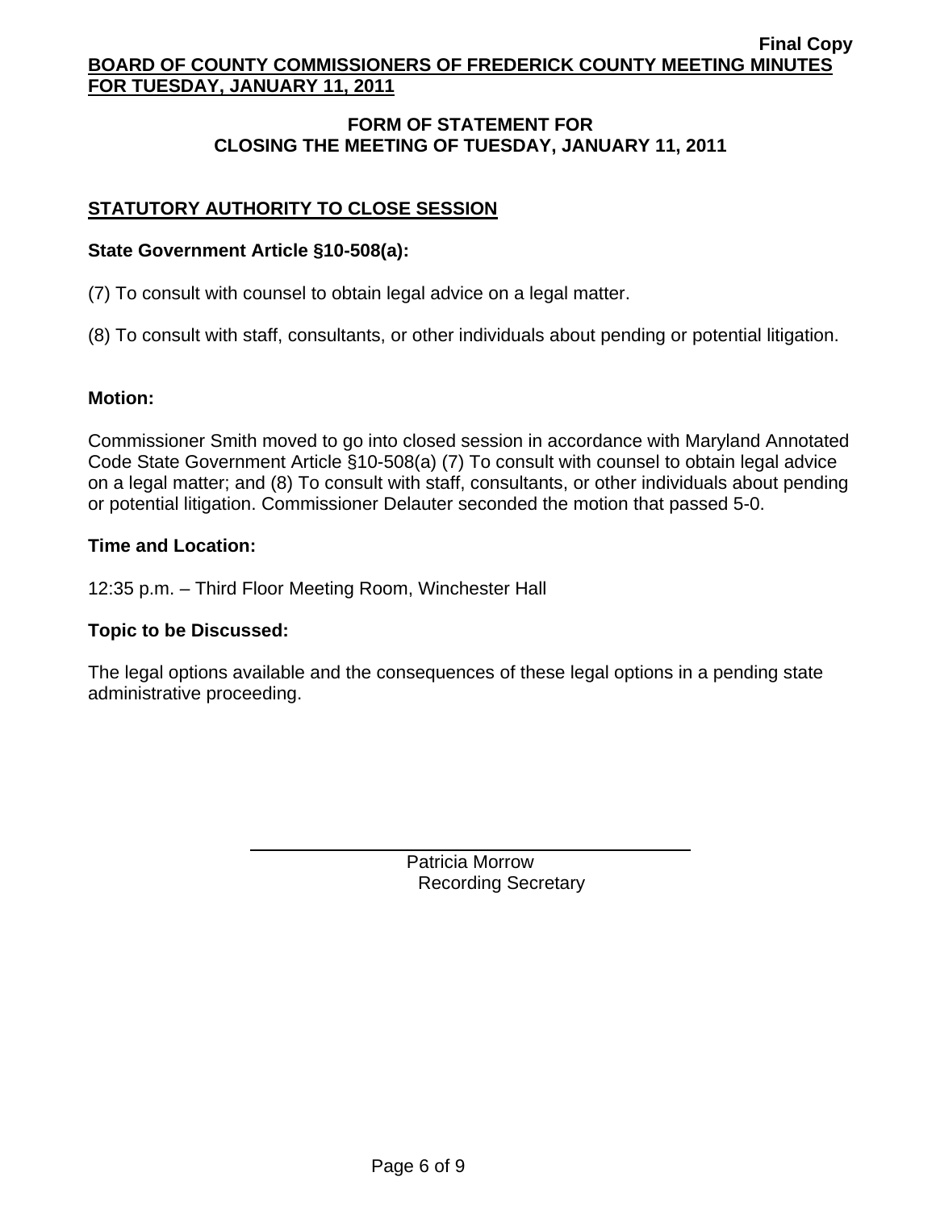## FORM OF STATEMENT FOR CLOSING THE MEETING OF TUESDAY, JANUARY 11, 2011

### STATUTORY AUTHORITY TO CLOSE SESSION

**State Government Article §10-508(a):**

(7) To consult with counsel to obtain legal advice on a legal matter.

(8) To consult with staff, consultants, or other individuals about pending or potential litigation.

**Motion:**

Commissioner Smith moved to go into closed session in accordance with Maryland Annotated Code State Government Article §10-508(a) (7) To consult with counsel to obtain legal advice on a legal matter; and (8) To consult with staff, consultants, or other individuals about pending or potential litigation. Commissioner Delauter seconded the motion that passed 5-0.

**Time and Location:**

12:35 p.m. – Third Floor Meeting Room, Winchester Hall

**Topic to be Discussed:**

The legal options available and the consequences of these legal options in a pending state administrative proceeding.

Patricia Morrow
Recording Secretary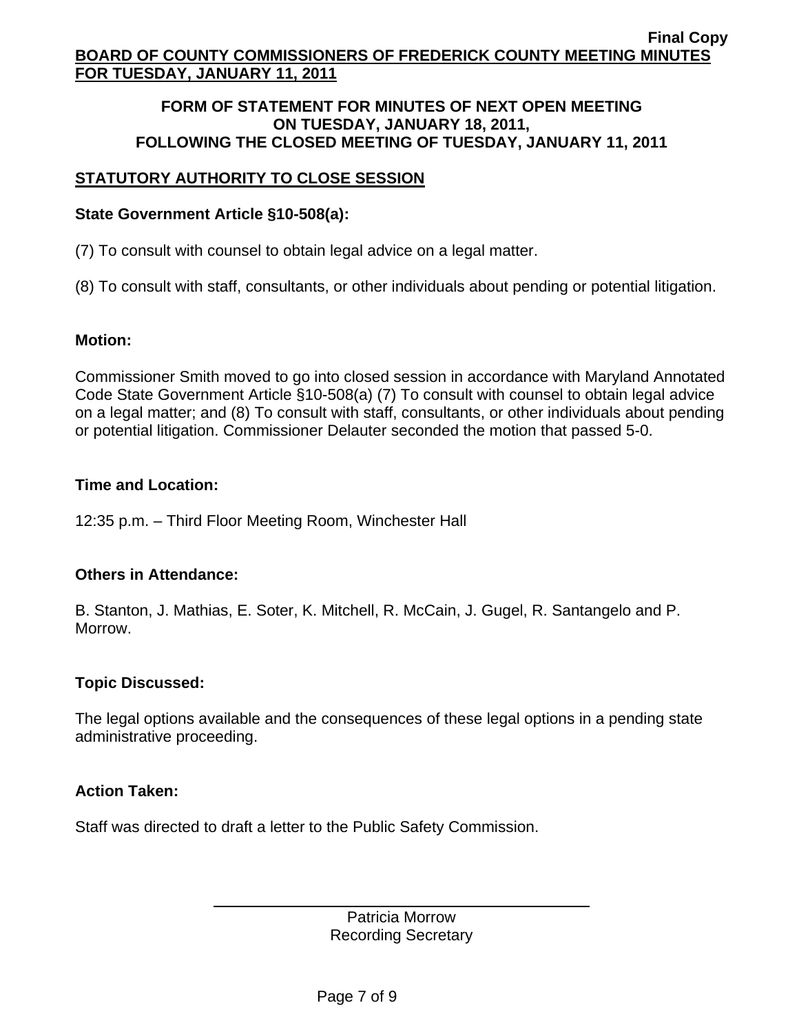**BOARD OF COUNTY COMMISSIONERS OF FREDERICK COUNTY MEETING MINUTES FOR TUESDAY, JANUARY 11, 2011**

**Final Copy**

**FORM OF STATEMENT FOR MINUTES OF NEXT OPEN MEETING ON TUESDAY, JANUARY 18, 2011, FOLLOWING THE CLOSED MEETING OF TUESDAY, JANUARY 11, 2011**

## STATUTORY AUTHORITY TO CLOSE SESSION

**State Government Article §10-508(a):**

(7) To consult with counsel to obtain legal advice on a legal matter.

(8) To consult with staff, consultants, or other individuals about pending or potential litigation.

**Motion:**

Commissioner Smith moved to go into closed session in accordance with Maryland Annotated Code State Government Article §10-508(a) (7) To consult with counsel to obtain legal advice on a legal matter; and (8) To consult with staff, consultants, or other individuals about pending or potential litigation. Commissioner Delauter seconded the motion that passed 5-0.

**Time and Location:**

12:35 p.m. – Third Floor Meeting Room, Winchester Hall

**Others in Attendance:**

B. Stanton, J. Mathias, E. Soter, K. Mitchell, R. McCain, J. Gugel, R. Santangelo and P. Morrow.

**Topic Discussed:**

The legal options available and the consequences of these legal options in a pending state administrative proceeding.

**Action Taken:**

Staff was directed to draft a letter to the Public Safety Commission.

Patricia Morrow
Recording Secretary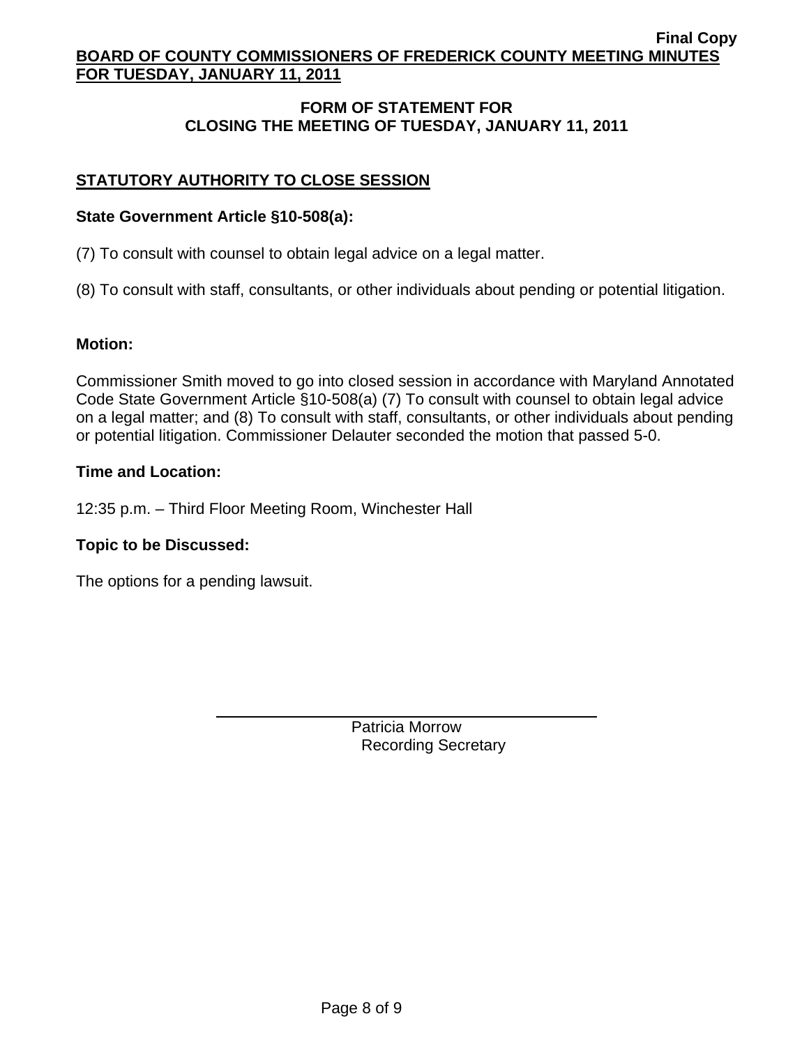## FORM OF STATEMENT FOR CLOSING THE MEETING OF TUESDAY, JANUARY 11, 2011

### STATUTORY AUTHORITY TO CLOSE SESSION

**State Government Article §10-508(a):**

(7) To consult with counsel to obtain legal advice on a legal matter.

(8) To consult with staff, consultants, or other individuals about pending or potential litigation.

**Motion:**

Commissioner Smith moved to go into closed session in accordance with Maryland Annotated Code State Government Article §10-508(a) (7) To consult with counsel to obtain legal advice on a legal matter; and (8) To consult with staff, consultants, or other individuals about pending or potential litigation. Commissioner Delauter seconded the motion that passed 5-0.

**Time and Location:**

12:35 p.m. – Third Floor Meeting Room, Winchester Hall

**Topic to be Discussed:**

The options for a pending lawsuit.

Patricia Morrow
Recording Secretary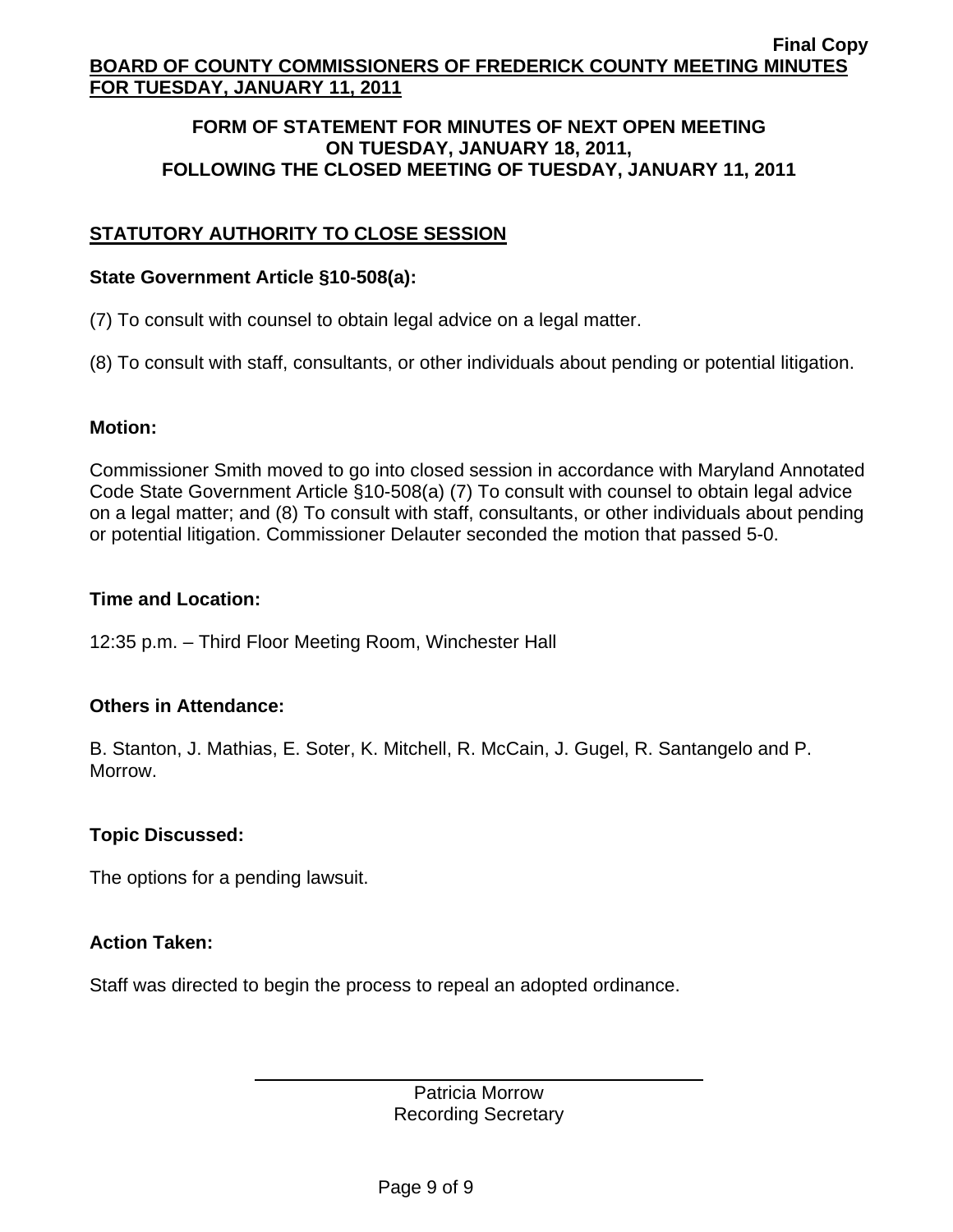## FORM OF STATEMENT FOR MINUTES OF NEXT OPEN MEETING ON TUESDAY, JANUARY 18, 2011, FOLLOWING THE CLOSED MEETING OF TUESDAY, JANUARY 11, 2011

### STATUTORY AUTHORITY TO CLOSE SESSION

**State Government Article §10-508(a):**

(7) To consult with counsel to obtain legal advice on a legal matter.

(8) To consult with staff, consultants, or other individuals about pending or potential litigation.

**Motion:**

Commissioner Smith moved to go into closed session in accordance with Maryland Annotated Code State Government Article §10-508(a) (7) To consult with counsel to obtain legal advice on a legal matter; and (8) To consult with staff, consultants, or other individuals about pending or potential litigation. Commissioner Delauter seconded the motion that passed 5-0.

**Time and Location:**

12:35 p.m. – Third Floor Meeting Room, Winchester Hall

**Others in Attendance:**

B. Stanton, J. Mathias, E. Soter, K. Mitchell, R. McCain, J. Gugel, R. Santangelo and P. Morrow.

**Topic Discussed:**

The options for a pending lawsuit.

**Action Taken:**

Staff was directed to begin the process to repeal an adopted ordinance.

Patricia Morrow
Recording Secretary